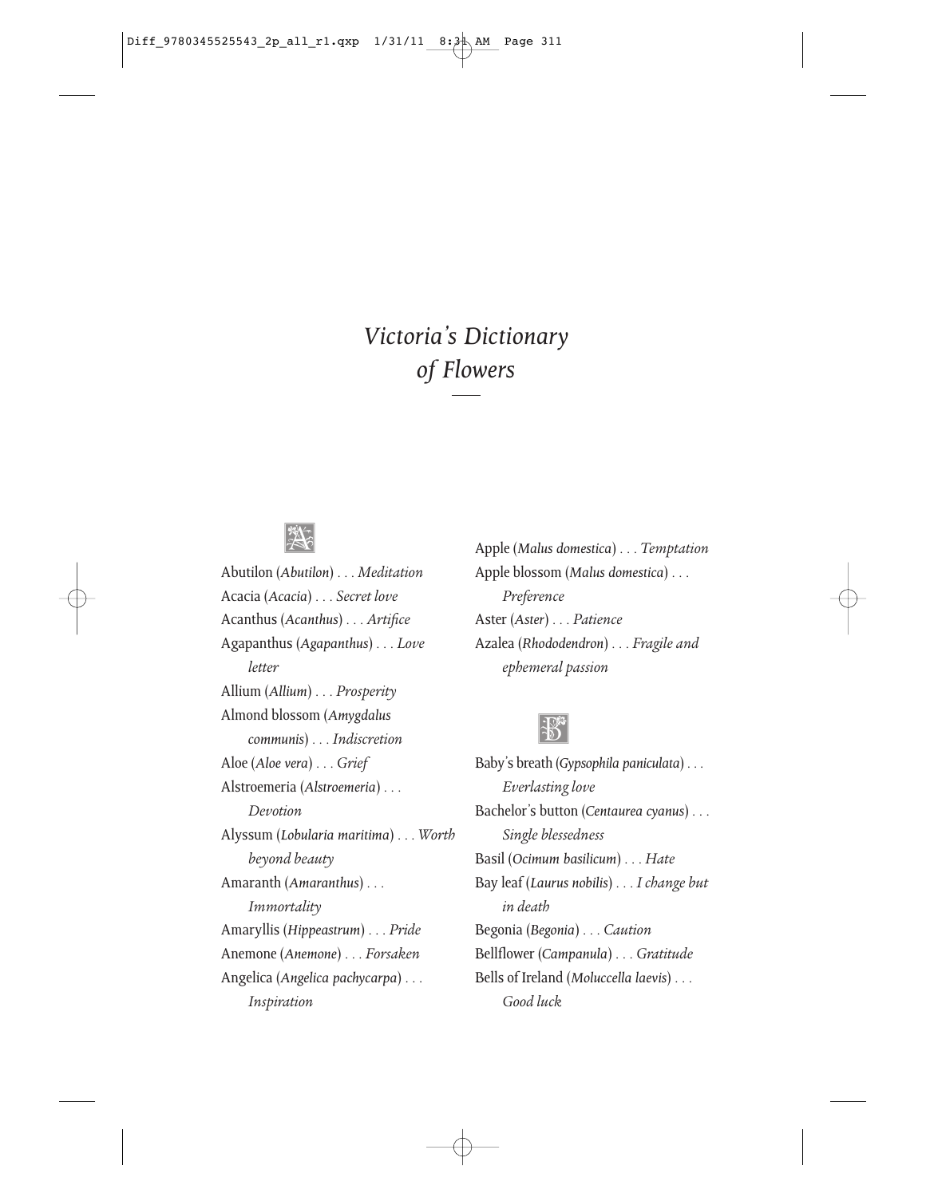# *Victoria's Dictionary of Flowers*

## A

Abutilon (*Abutilon*) . . . *Meditation*
Acacia (*Acacia*) . . . *Secret love*
Acanthus (*Acanthus*) . . . *Artifice*
Agapanthus (*Agapanthus*) . . . *Love letter*
Allium (*Allium*) . . . *Prosperity*
Almond blossom (*Amygdalus communis*) . . . *Indiscretion*
Aloe (*Aloe vera*) . . . *Grief*
Alstroemeria (*Alstroemeria*) . . . *Devotion*
Alyssum (*Lobularia maritima*) . . . *Worth beyond beauty*
Amaranth (*Amaranthus*) . . . *Immortality*
Amaryllis (*Hippeastrum*) . . . *Pride*
Anemone (*Anemone*) . . . *Forsaken*
Angelica (*Angelica pachycarpa*) . . . *Inspiration*
Apple (*Malus domestica*) . . . *Temptation*
Apple blossom (*Malus domestica*) . . . *Preference*
Aster (*Aster*) . . . *Patience*
Azalea (*Rhododendron*) . . . *Fragile and ephemeral passion*

## B

Baby's breath (*Gypsophila paniculata*) . . . *Everlasting love*
Bachelor's button (*Centaurea cyanus*) . . . *Single blessedness*
Basil (*Ocimum basilicum*) . . . *Hate*
Bay leaf (*Laurus nobilis*) . . . *I change but in death*
Begonia (*Begonia*) . . . *Caution*
Bellflower (*Campanula*) . . . *Gratitude*
Bells of Ireland (*Moluccella laevis*) . . . *Good luck*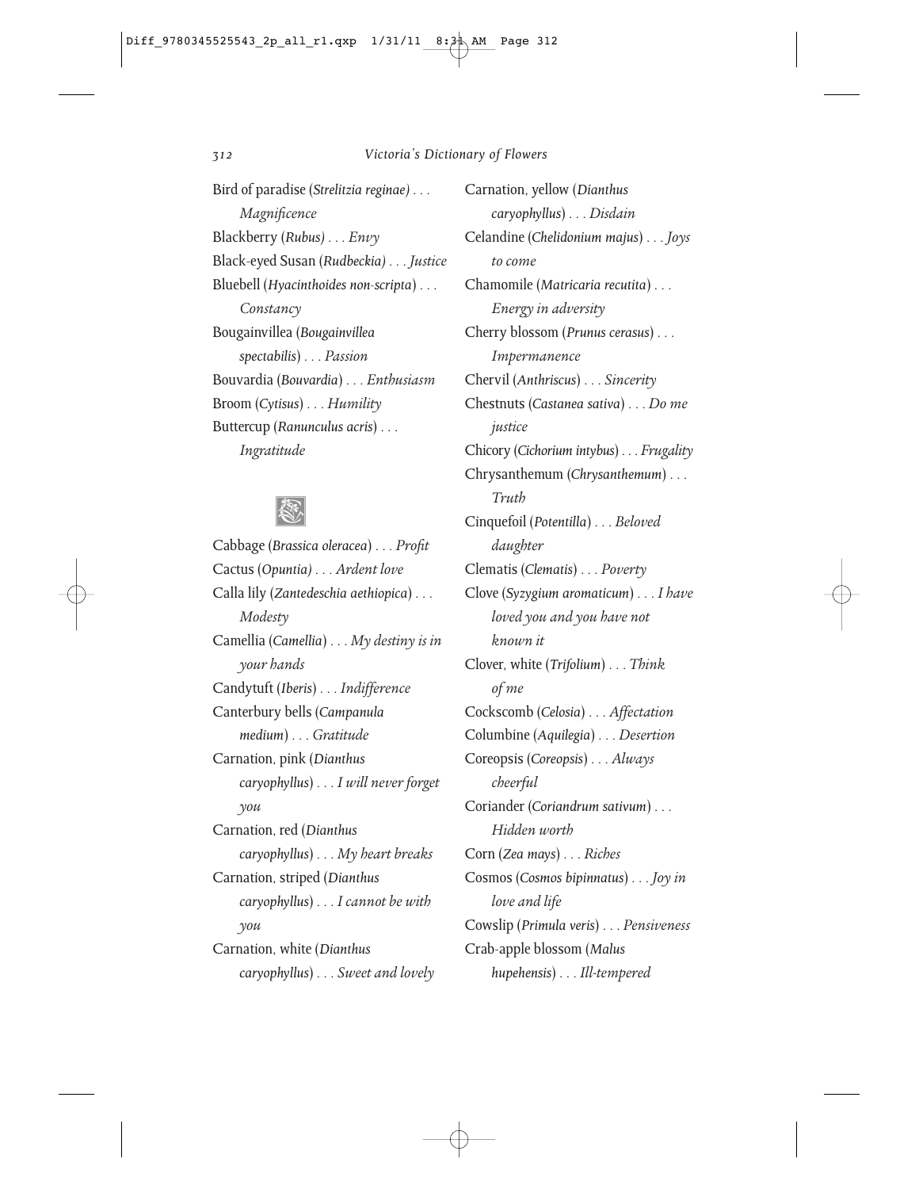Bird of paradise (*Strelitzia reginae*) . . . *Magnificence*

Blackberry (*Rubus*) . . . *Envy*

Black-eyed Susan (*Rudbeckia*) . . . *Justice*

Bluebell (*Hyacinthoides non-scripta*) . . . *Constancy*

Bougainvillea (*Bougainvillea spectabilis*) . . . *Passion*

Bouvardia (*Bouvardia*) . . . *Enthusiasm*

Broom (*Cytisus*) . . . *Humility*

Buttercup (*Ranunculus acris*) . . . *Ingratitude*

Cabbage (*Brassica oleracea*) . . . *Profit*

Cactus (*Opuntia*) . . . *Ardent love*

Calla lily (*Zantedeschia aethiopica*) . . . *Modesty*

Camellia (*Camellia*) . . . *My destiny is in your hands*

Candytuft (*Iberis*) . . . *Indifference*

Canterbury bells (*Campanula medium*) . . . *Gratitude*

Carnation, pink (*Dianthus caryophyllus*) . . . *I will never forget you*

Carnation, red (*Dianthus caryophyllus*) . . . *My heart breaks*

Carnation, striped (*Dianthus caryophyllus*) . . . *I cannot be with you*

Carnation, white (*Dianthus caryophyllus*) . . . *Sweet and lovely*

Carnation, yellow (*Dianthus caryophyllus*) . . . *Disdain*

Celandine (*Chelidonium majus*) . . . *Joys to come*

Chamomile (*Matricaria recutita*) . . . *Energy in adversity*

Cherry blossom (*Prunus cerasus*) . . . *Impermanence*

Chervil (*Anthriscus*) . . . *Sincerity*

Chestnuts (*Castanea sativa*) . . . *Do me justice*

Chicory (*Cichorium intybus*) . . . *Frugality*

Chrysanthemum (*Chrysanthemum*) . . . *Truth*

Cinquefoil (*Potentilla*) . . . *Beloved daughter*

Clematis (*Clematis*) . . . *Poverty*

Clove (*Syzygium aromaticum*) . . . *I have loved you and you have not known it*

Clover, white (*Trifolium*) . . . *Think of me*

Cockscomb (*Celosia*) . . . *Affectation*

Columbine (*Aquilegia*) . . . *Desertion*

Coreopsis (*Coreopsis*) . . . *Always cheerful*

Coriander (*Coriandrum sativum*) . . . *Hidden worth*

Corn (*Zea mays*) . . . *Riches*

Cosmos (*Cosmos bipinnatus*) . . . *Joy in love and life*

Cowslip (*Primula veris*) . . . *Pensiveness*

Crab-apple blossom (*Malus hupehensis*) . . . *Ill-tempered*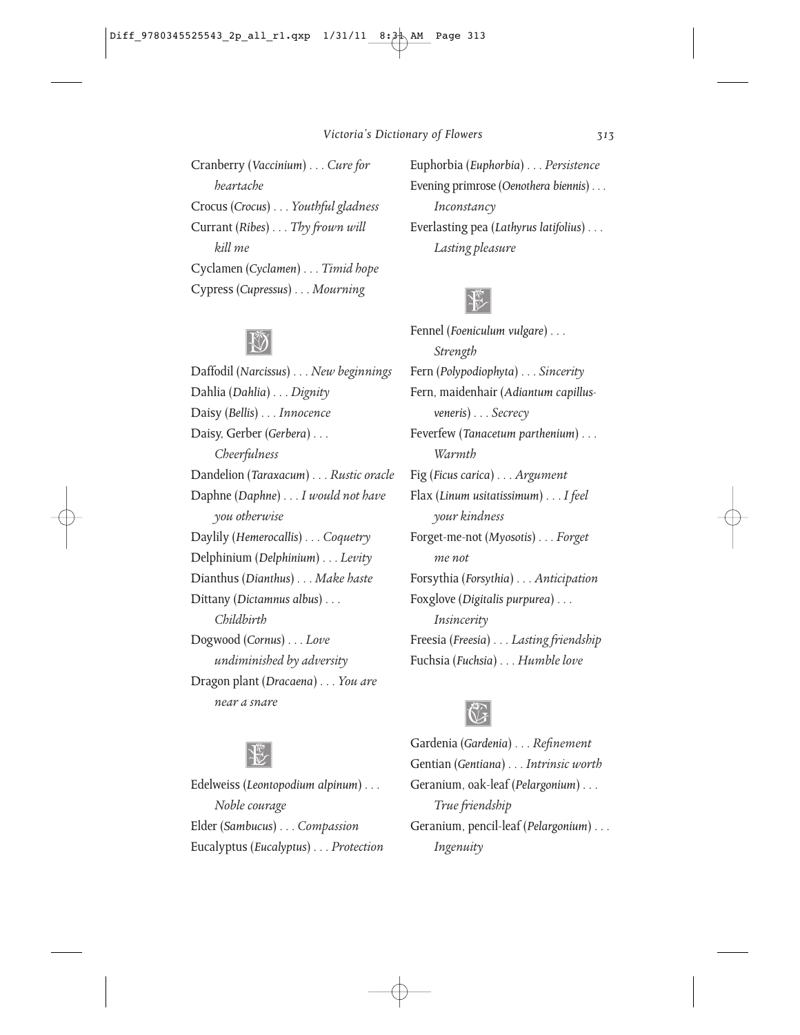Cranberry (*Vaccinium*) . . . *Cure for heartache*

Crocus (*Crocus*) . . . *Youthful gladness*

Currant (*Ribes*) . . . *Thy frown will kill me*

Cyclamen (*Cyclamen*) . . . *Timid hope*

Cypress (*Cupressus*) . . . *Mourning*

## D

Daffodil (*Narcissus*) . . . *New beginnings*

Dahlia (*Dahlia*) . . . *Dignity*

Daisy (*Bellis*) . . . *Innocence*

Daisy, Gerber (*Gerbera*) . . . *Cheerfulness*

Dandelion (*Taraxacum*) . . . *Rustic oracle*

Daphne (*Daphne*) . . . *I would not have you otherwise*

Daylily (*Hemerocallis*) . . . *Coquetry*

Delphinium (*Delphinium*) . . . *Levity*

Dianthus (*Dianthus*) . . . *Make haste*

Dittany (*Dictamnus albus*) . . . *Childbirth*

Dogwood (*Cornus*) . . . *Love undiminished by adversity*

Dragon plant (*Dracaena*) . . . *You are near a snare*

## E

Edelweiss (*Leontopodium alpinum*) . . . *Noble courage*

Elder (*Sambucus*) . . . *Compassion*

Eucalyptus (*Eucalyptus*) . . . *Protection*

Euphorbia (*Euphorbia*) . . . *Persistence*

Evening primrose (*Oenothera biennis*) . . . *Inconstancy*

Everlasting pea (*Lathyrus latifolius*) . . . *Lasting pleasure*

## F

Fennel (*Foeniculum vulgare*) . . . *Strength*

Fern (*Polypodiophyta*) . . . *Sincerity*

Fern, maidenhair (*Adiantum capillus-veneris*) . . . *Secrecy*

Feverfew (*Tanacetum parthenium*) . . . *Warmth*

Fig (*Ficus carica*) . . . *Argument*

Flax (*Linum usitatissimum*) . . . *I feel your kindness*

Forget-me-not (*Myosotis*) . . . *Forget me not*

Forsythia (*Forsythia*) . . . *Anticipation*

Foxglove (*Digitalis purpurea*) . . . *Insincerity*

Freesia (*Freesia*) . . . *Lasting friendship*

Fuchsia (*Fuchsia*) . . . *Humble love*

## G

Gardenia (*Gardenia*) . . . *Refinement*

Gentian (*Gentiana*) . . . *Intrinsic worth*

Geranium, oak-leaf (*Pelargonium*) . . . *True friendship*

Geranium, pencil-leaf (*Pelargonium*) . . . *Ingenuity*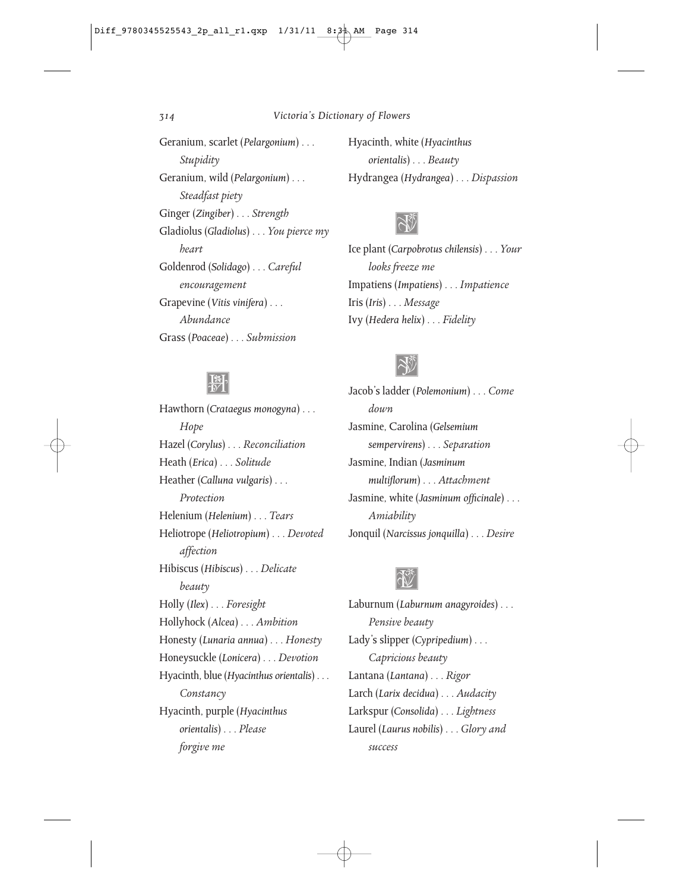Geranium, scarlet (*Pelargonium*) . . . *Stupidity*

Geranium, wild (*Pelargonium*) . . . *Steadfast piety*

Ginger (*Zingiber*) . . . *Strength*

Gladiolus (*Gladiolus*) . . . *You pierce my heart*

Goldenrod (*Solidago*) . . . *Careful encouragement*

Grapevine (*Vitis vinifera*) . . . *Abundance*

Grass (*Poaceae*) . . . *Submission*

## H

Hawthorn (*Crataegus monogyna*) . . . *Hope*

Hazel (*Corylus*) . . . *Reconciliation*

Heath (*Erica*) . . . *Solitude*

Heather (*Calluna vulgaris*) . . . *Protection*

Helenium (*Helenium*) . . . *Tears*

Heliotrope (*Heliotropium*) . . . *Devoted affection*

Hibiscus (*Hibiscus*) . . . *Delicate beauty*

Holly (*Ilex*) . . . *Foresight*

Hollyhock (*Alcea*) . . . *Ambition*

Honesty (*Lunaria annua*) . . . *Honesty*

Honeysuckle (*Lonicera*) . . . *Devotion*

Hyacinth, blue (*Hyacinthus orientalis*) . . . *Constancy*

Hyacinth, purple (*Hyacinthus orientalis*) . . . *Please forgive me*

Hyacinth, white (*Hyacinthus orientalis*) . . . *Beauty*

Hydrangea (*Hydrangea*) . . . *Dispassion*

## I

Ice plant (*Carpobrotus chilensis*) . . . *Your looks freeze me*

Impatiens (*Impatiens*) . . . *Impatience*

Iris (*Iris*) . . . *Message*

Ivy (*Hedera helix*) . . . *Fidelity*

## J

Jacob's ladder (*Polemonium*) . . . *Come down*

Jasmine, Carolina (*Gelsemium sempervirens*) . . . *Separation*

Jasmine, Indian (*Jasminum multiflorum*) . . . *Attachment*

Jasmine, white (*Jasminum officinale*) . . . *Amiability*

Jonquil (*Narcissus jonquilla*) . . . *Desire*

## L

Laburnum (*Laburnum anagyroides*) . . . *Pensive beauty*

Lady's slipper (*Cypripedium*) . . . *Capricious beauty*

Lantana (*Lantana*) . . . *Rigor*

Larch (*Larix decidua*) . . . *Audacity*

Larkspur (*Consolida*) . . . *Lightness*

Laurel (*Laurus nobilis*) . . . *Glory and success*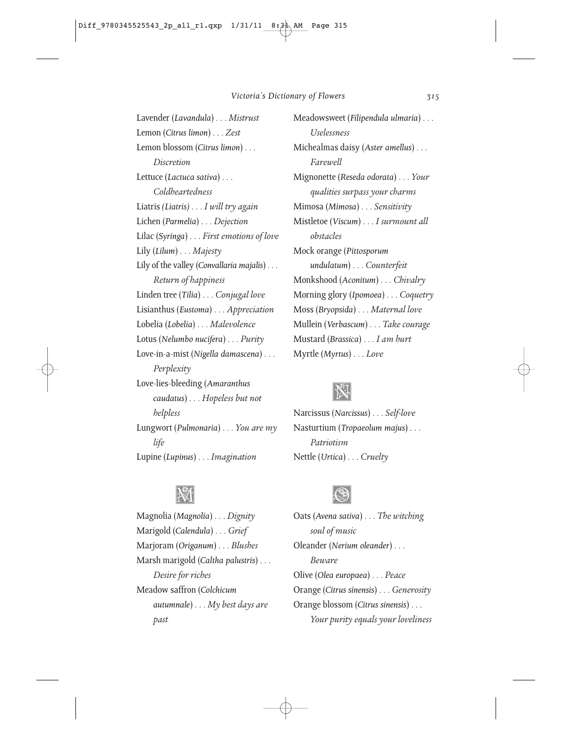Lavender (*Lavandula*) . . . *Mistrust*
Lemon (*Citrus limon*) . . . *Zest*
Lemon blossom (*Citrus limon*) . . . *Discretion*
Lettuce (*Lactuca sativa*) . . . *Coldheartedness*
Liatris *(Liatris)* . . . *I will try again*
Lichen (*Parmelia*) . . . *Dejection*
Lilac (*Syringa*) . . . *First emotions of love*
Lily (*Lilum*) . . . *Majesty*
Lily of the valley (*Convallaria majalis*) . . . *Return of happiness*
Linden tree (*Tilia*) . . . *Conjugal love*
Lisianthus (*Eustoma*) . . . *Appreciation*
Lobelia (*Lobelia*) . . . *Malevolence*
Lotus (*Nelumbo nucifera*) . . . *Purity*
Love-in-a-mist (*Nigella damascena*) . . . *Perplexity*
Love-lies-bleeding (*Amaranthus caudatus*) . . . *Hopeless but not helpless*
Lungwort (*Pulmonaria*) . . . *You are my life*
Lupine (*Lupinus*) . . . *Imagination*

## M

Magnolia (*Magnolia*) . . . *Dignity*
Marigold (*Calendula*) . . . *Grief*
Marjoram (*Origanum*) . . . *Blushes*
Marsh marigold (*Caltha palustris*) . . . *Desire for riches*
Meadow saffron (*Colchicum autumnale*) . . . *My best days are past*
Meadowsweet (*Filipendula ulmaria*) . . . *Uselessness*
Michealmas daisy (*Aster amellus*) . . . *Farewell*
Mignonette (*Reseda odorata*) . . . *Your qualities surpass your charms*
Mimosa (*Mimosa*) . . . *Sensitivity*
Mistletoe (*Viscum*) . . . *I surmount all obstacles*
Mock orange (*Pittosporum undulatum*) . . . *Counterfeit*
Monkshood (*Aconitum*) . . . *Chivalry*
Morning glory (*Ipomoea*) . . . *Coquetry*
Moss (*Bryopsida*) . . . *Maternal love*
Mullein (*Verbascum*) . . . *Take courage*
Mustard (*Brassica*) . . . *I am hurt*
Myrtle (*Myrtus*) . . . *Love*

## N

Narcissus (*Narcissus*) . . . *Self-love*
Nasturtium (*Tropaeolum majus*) . . . *Patriotism*
Nettle (*Urtica*) . . . *Cruelty*

## O

Oats (*Avena sativa*) . . . *The witching soul of music*
Oleander (*Nerium oleander*) . . . *Beware*
Olive (*Olea europaea*) . . . *Peace*
Orange (*Citrus sinensis*) . . . *Generosity*
Orange blossom (*Citrus sinensis*) . . . *Your purity equals your loveliness*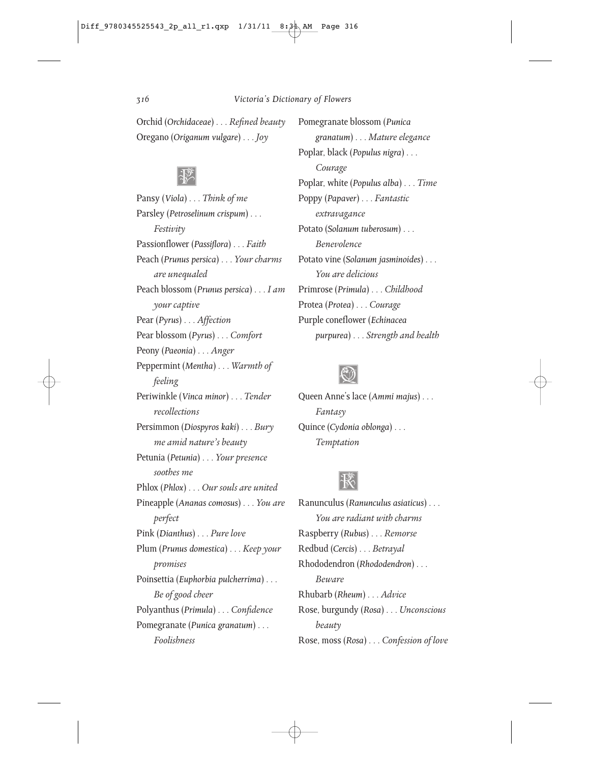Orchid (*Orchidaceae*) . . . *Refined beauty*
Oregano (*Origanum vulgare*) . . . *Joy*

## P

Pansy (*Viola*) . . . *Think of me*
Parsley (*Petroselinum crispum*) . . . *Festivity*
Passionflower (*Passiflora*) . . . *Faith*
Peach (*Prunus persica*) . . . *Your charms are unequaled*
Peach blossom (*Prunus persica*) . . . *I am your captive*
Pear (*Pyrus*) . . . *Affection*
Pear blossom (*Pyrus*) . . . *Comfort*
Peony (*Paeonia*) . . . *Anger*
Peppermint (*Mentha*) . . . *Warmth of feeling*
Periwinkle (*Vinca minor*) . . . *Tender recollections*
Persimmon (*Diospyros kaki*) . . . *Bury me amid nature's beauty*
Petunia (*Petunia*) . . . *Your presence soothes me*
Phlox (*Phlox*) . . . *Our souls are united*
Pineapple (*Ananas comosus*) . . . *You are perfect*
Pink (*Dianthus*) . . . *Pure love*
Plum (*Prunus domestica*) . . . *Keep your promises*
Poinsettia (*Euphorbia pulcherrima*) . . . *Be of good cheer*
Polyanthus (*Primula*) . . . *Confidence*
Pomegranate (*Punica granatum*) . . . *Foolishness*
Pomegranate blossom (*Punica granatum*) . . . *Mature elegance*
Poplar, black (*Populus nigra*) . . . *Courage*
Poplar, white (*Populus alba*) . . . *Time*
Poppy (*Papaver*) . . . *Fantastic extravagance*
Potato (*Solanum tuberosum*) . . . *Benevolence*
Potato vine (*Solanum jasminoides*) . . . *You are delicious*
Primrose (*Primula*) . . . *Childhood*
Protea (*Protea*) . . . *Courage*
Purple coneflower (*Echinacea purpurea*) . . . *Strength and health*

## Q

Queen Anne's lace (*Ammi majus*) . . . *Fantasy*
Quince (*Cydonia oblonga*) . . . *Temptation*

## R

Ranunculus (*Ranunculus asiaticus*) . . . *You are radiant with charms*
Raspberry (*Rubus*) . . . *Remorse*
Redbud (*Cercis*) . . . *Betrayal*
Rhododendron (*Rhododendron*) . . . *Beware*
Rhubarb (*Rheum*) . . . *Advice*
Rose, burgundy (*Rosa*) . . . *Unconscious beauty*
Rose, moss (*Rosa*) . . . *Confession of love*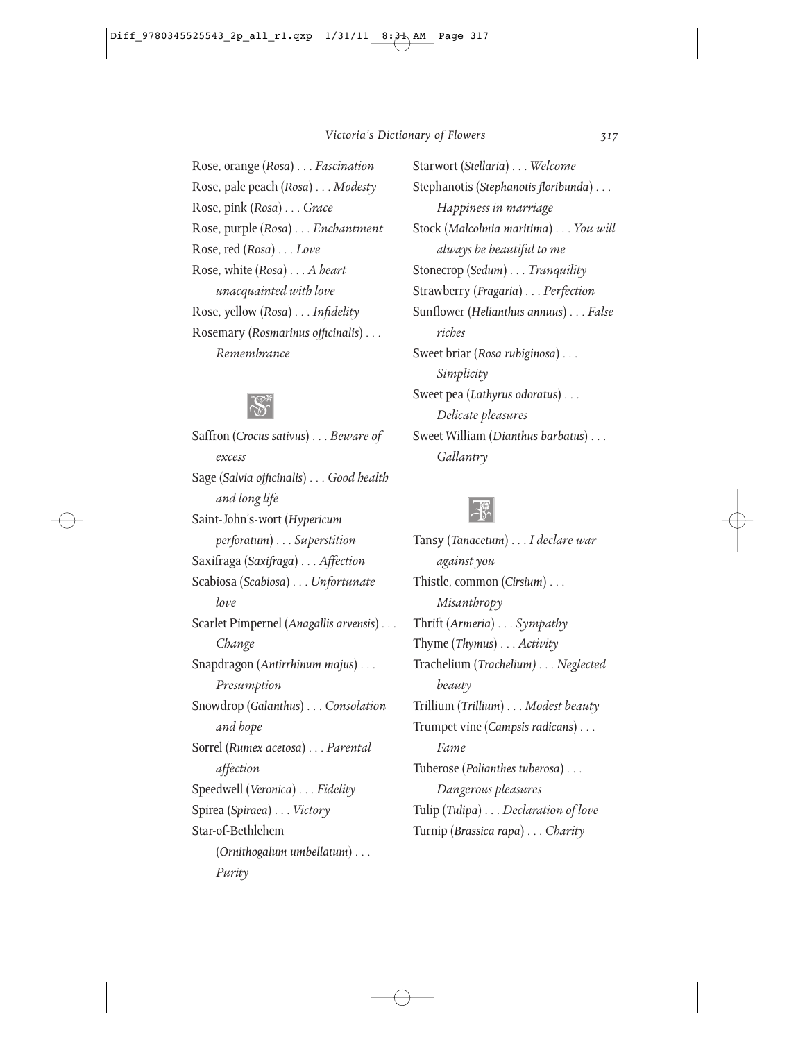Rose, orange (*Rosa*) . . . *Fascination*

Rose, pale peach (*Rosa*) . . . *Modesty*

Rose, pink (*Rosa*) . . . *Grace*

Rose, purple (*Rosa*) . . . *Enchantment*

Rose, red (*Rosa*) . . . *Love*

Rose, white (*Rosa*) . . . *A heart unacquainted with love*

Rose, yellow (*Rosa*) . . . *Infidelity*

Rosemary (*Rosmarinus officinalis*) . . . *Remembrance*

## S

Saffron (*Crocus sativus*) . . . *Beware of excess*

Sage (*Salvia officinalis*) . . . *Good health and long life*

Saint-John's-wort (*Hypericum perforatum*) . . . *Superstition*

Saxifraga (*Saxifraga*) . . . *Affection*

Scabiosa (*Scabiosa*) . . . *Unfortunate love*

Scarlet Pimpernel (*Anagallis arvensis*) . . . *Change*

Snapdragon (*Antirrhinum majus*) . . . *Presumption*

Snowdrop (*Galanthus*) . . . *Consolation and hope*

Sorrel (*Rumex acetosa*) . . . *Parental affection*

Speedwell (*Veronica*) . . . *Fidelity*

Spirea (*Spiraea*) . . . *Victory*

Star-of-Bethlehem (*Ornithogalum umbellatum*) . . . *Purity*

Starwort (*Stellaria*) . . . *Welcome*

Stephanotis (*Stephanotis floribunda*) . . . *Happiness in marriage*

Stock (*Malcolmia maritima*) . . . *You will always be beautiful to me*

Stonecrop (*Sedum*) . . . *Tranquility*

Strawberry (*Fragaria*) . . . *Perfection*

Sunflower (*Helianthus annuus*) . . . *False riches*

Sweet briar (*Rosa rubiginosa*) . . . *Simplicity*

Sweet pea (*Lathyrus odoratus*) . . . *Delicate pleasures*

Sweet William (*Dianthus barbatus*) . . . *Gallantry*

## T

Tansy (*Tanacetum*) . . . *I declare war against you*

Thistle, common (*Cirsium*) . . . *Misanthropy*

Thrift (*Armeria*) . . . *Sympathy*

Thyme (*Thymus*) . . . *Activity*

Trachelium (*Trachelium*) . . . *Neglected beauty*

Trillium (*Trillium*) . . . *Modest beauty*

Trumpet vine (*Campsis radicans*) . . . *Fame*

Tuberose (*Polianthes tuberosa*) . . . *Dangerous pleasures*

Tulip (*Tulipa*) . . . *Declaration of love*

Turnip (*Brassica rapa*) . . . *Charity*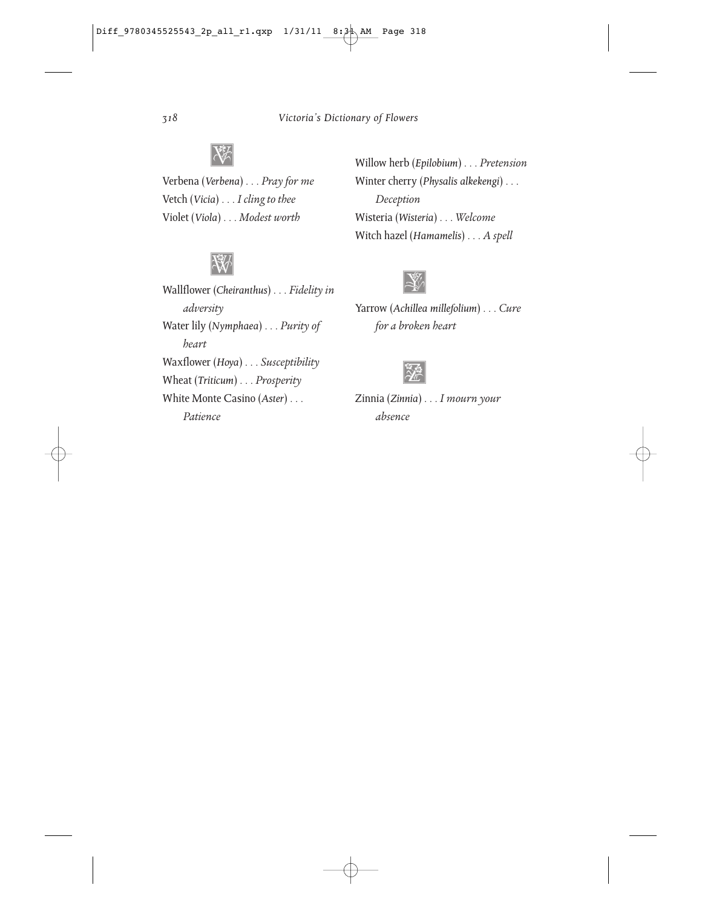## V

Verbena (*Verbena*) . . . *Pray for me*
Vetch (*Vicia*) . . . *I cling to thee*
Violet (*Viola*) . . . *Modest worth*

## W

Wallflower (*Cheiranthus*) . . . *Fidelity in adversity*
Water lily (*Nymphaea*) . . . *Purity of heart*
Waxflower (*Hoya*) . . . *Susceptibility*
Wheat (*Triticum*) . . . *Prosperity*
White Monte Casino (*Aster*) . . . *Patience*
Willow herb (*Epilobium*) . . . *Pretension*
Winter cherry (*Physalis alkekengi*) . . . *Deception*
Wisteria (*Wisteria*) . . . *Welcome*
Witch hazel (*Hamamelis*) . . . *A spell*

## Y

Yarrow (*Achillea millefolium*) . . . *Cure for a broken heart*

## Z

Zinnia (*Zinnia*) . . . *I mourn your absence*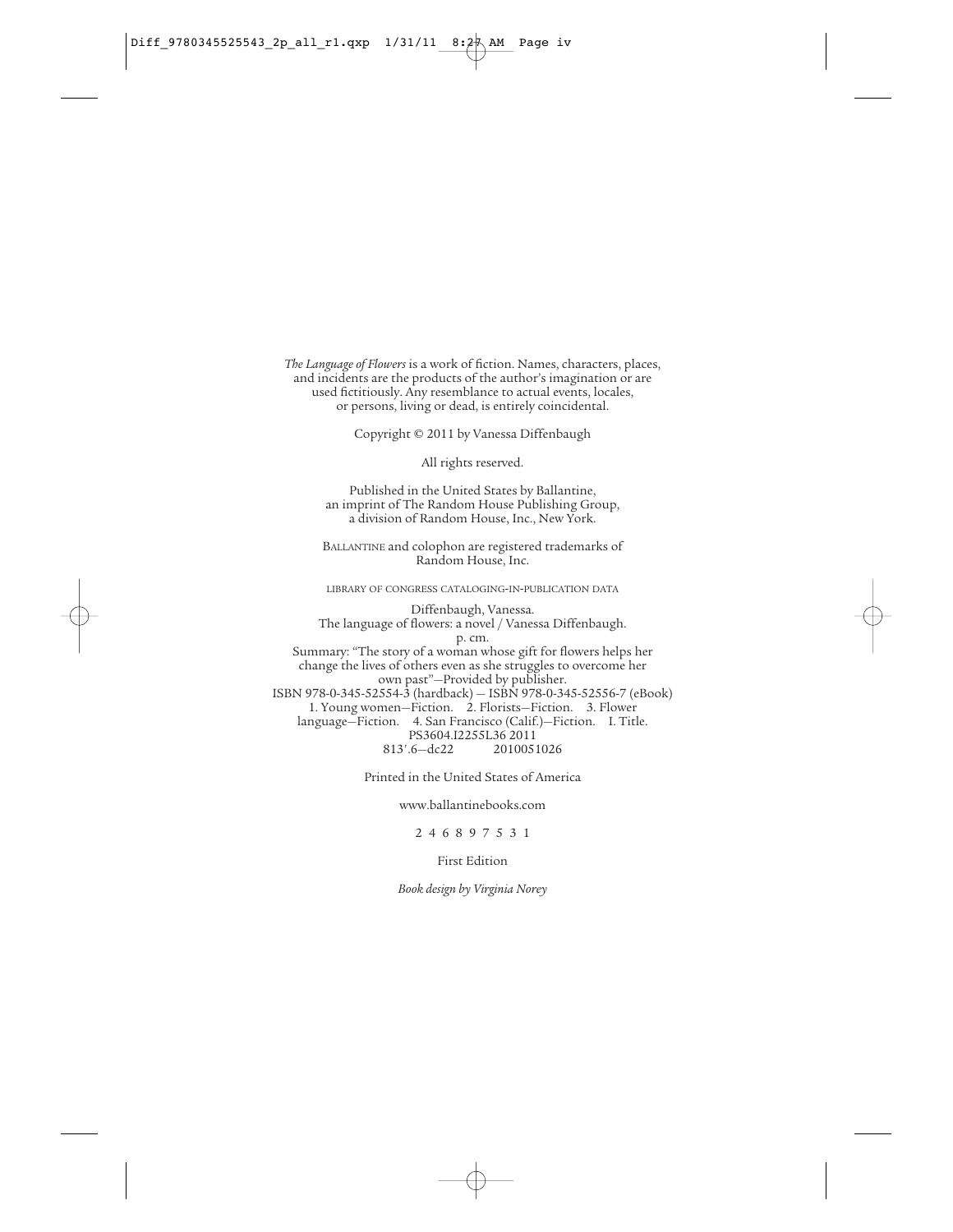*The Language of Flowers* is a work of fiction. Names, characters, places, and incidents are the products of the author's imagination or are used fictitiously. Any resemblance to actual events, locales, or persons, living or dead, is entirely coincidental.

Copyright © 2011 by Vanessa Diffenbaugh

All rights reserved.

Published in the United States by Ballantine, an imprint of The Random House Publishing Group, a division of Random House, Inc., New York.

BALLANTINE and colophon are registered trademarks of Random House, Inc.

LIBRARY OF CONGRESS CATALOGING-IN-PUBLICATION DATA

Diffenbaugh, Vanessa.
The language of flowers: a novel / Vanessa Diffenbaugh.
p. cm.
Summary: "The story of a woman whose gift for flowers helps her change the lives of others even as she struggles to overcome her own past"—Provided by publisher.
ISBN 978-0-345-52554-3 (hardback) — ISBN 978-0-345-52556-7 (eBook)
1. Young women—Fiction. 2. Florists—Fiction. 3. Flower language—Fiction. 4. San Francisco (Calif.)—Fiction. I. Title.
PS3604.I2255L36 2011
813′.6—dc22 2010051026

Printed in the United States of America

www.ballantinebooks.com

2 4 6 8 9 7 5 3 1

First Edition

*Book design by Virginia Norey*